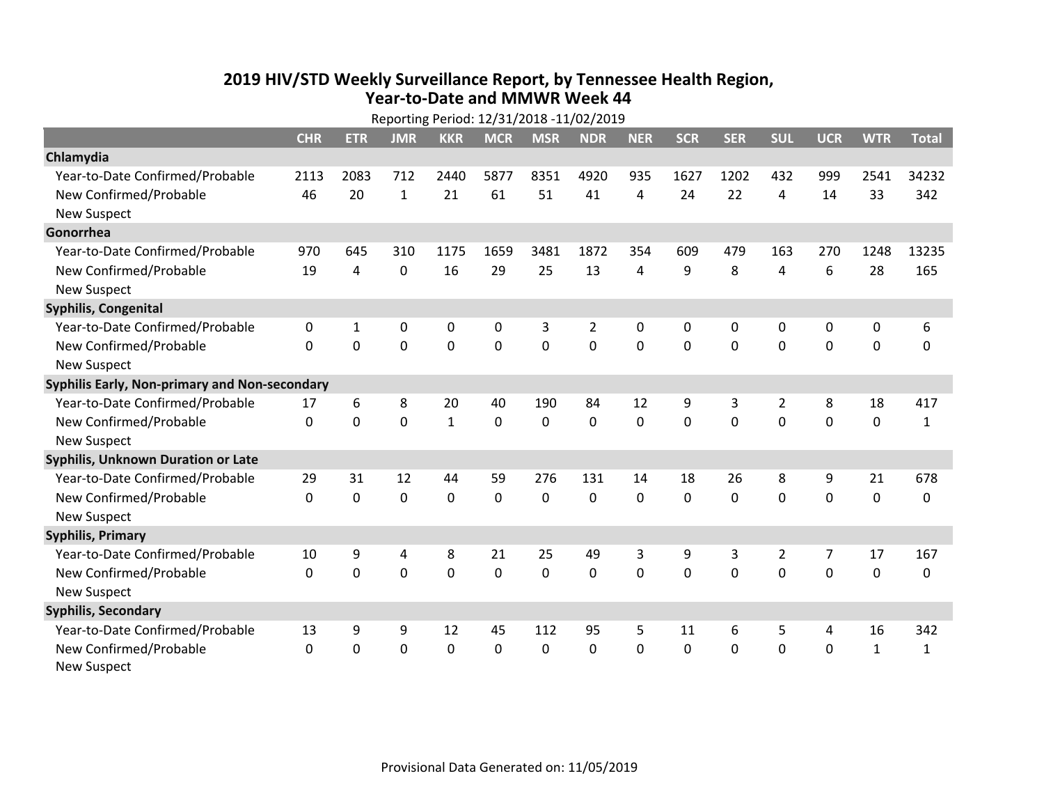# 2019 HIV/STD Weekly Surveillance Report, by Tennessee Health Region, Year-to-Date and MMWR Week 44

Reporting Period: 12/31/2018 -11/02/2019

| | CHR | ETR | JMR | KKR | MCR | MSR | NDR | NER | SCR | SER | SUL | UCR | WTR | Total |
|---|---|---|---|---|---|---|---|---|---|---|---|---|---|---|
| **Chlamydia** | | | | | | | | | | | | | | |
| Year-to-Date Confirmed/Probable | 2113 | 2083 | 712 | 2440 | 5877 | 8351 | 4920 | 935 | 1627 | 1202 | 432 | 999 | 2541 | 34232 |
| New Confirmed/Probable | 46 | 20 | 1 | 21 | 61 | 51 | 41 | 4 | 24 | 22 | 4 | 14 | 33 | 342 |
| New Suspect | | | | | | | | | | | | | | |
| **Gonorrhea** | | | | | | | | | | | | | | |
| Year-to-Date Confirmed/Probable | 970 | 645 | 310 | 1175 | 1659 | 3481 | 1872 | 354 | 609 | 479 | 163 | 270 | 1248 | 13235 |
| New Confirmed/Probable | 19 | 4 | 0 | 16 | 29 | 25 | 13 | 4 | 9 | 8 | 4 | 6 | 28 | 165 |
| New Suspect | | | | | | | | | | | | | | |
| **Syphilis, Congenital** | | | | | | | | | | | | | | |
| Year-to-Date Confirmed/Probable | 0 | 1 | 0 | 0 | 0 | 3 | 2 | 0 | 0 | 0 | 0 | 0 | 0 | 6 |
| New Confirmed/Probable | 0 | 0 | 0 | 0 | 0 | 0 | 0 | 0 | 0 | 0 | 0 | 0 | 0 | 0 |
| New Suspect | | | | | | | | | | | | | | |
| **Syphilis Early, Non-primary and Non-secondary** | | | | | | | | | | | | | | |
| Year-to-Date Confirmed/Probable | 17 | 6 | 8 | 20 | 40 | 190 | 84 | 12 | 9 | 3 | 2 | 8 | 18 | 417 |
| New Confirmed/Probable | 0 | 0 | 0 | 1 | 0 | 0 | 0 | 0 | 0 | 0 | 0 | 0 | 0 | 1 |
| New Suspect | | | | | | | | | | | | | | |
| **Syphilis, Unknown Duration or Late** | | | | | | | | | | | | | | |
| Year-to-Date Confirmed/Probable | 29 | 31 | 12 | 44 | 59 | 276 | 131 | 14 | 18 | 26 | 8 | 9 | 21 | 678 |
| New Confirmed/Probable | 0 | 0 | 0 | 0 | 0 | 0 | 0 | 0 | 0 | 0 | 0 | 0 | 0 | 0 |
| New Suspect | | | | | | | | | | | | | | |
| **Syphilis, Primary** | | | | | | | | | | | | | | |
| Year-to-Date Confirmed/Probable | 10 | 9 | 4 | 8 | 21 | 25 | 49 | 3 | 9 | 3 | 2 | 7 | 17 | 167 |
| New Confirmed/Probable | 0 | 0 | 0 | 0 | 0 | 0 | 0 | 0 | 0 | 0 | 0 | 0 | 0 | 0 |
| New Suspect | | | | | | | | | | | | | | |
| **Syphilis, Secondary** | | | | | | | | | | | | | | |
| Year-to-Date Confirmed/Probable | 13 | 9 | 9 | 12 | 45 | 112 | 95 | 5 | 11 | 6 | 5 | 4 | 16 | 342 |
| New Confirmed/Probable | 0 | 0 | 0 | 0 | 0 | 0 | 0 | 0 | 0 | 0 | 0 | 0 | 1 | 1 |
| New Suspect | | | | | | | | | | | | | | |

Provisional Data Generated on: 11/05/2019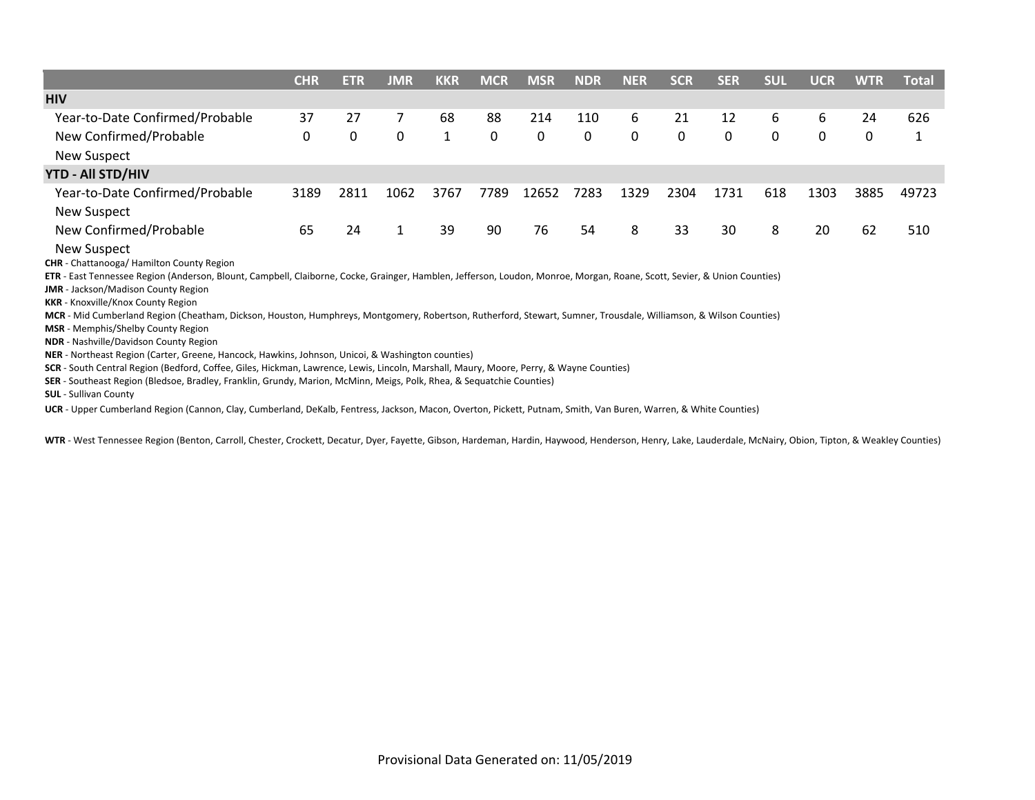| | CHR | ETR | JMR | KKR | MCR | MSR | NDR | NER | SCR | SER | SUL | UCR | WTR | Total |
|---|---|---|---|---|---|---|---|---|---|---|---|---|---|---|
| **HIV** | | | | | | | | | | | | | | |
| Year-to-Date Confirmed/Probable | 37 | 27 | 7 | 68 | 88 | 214 | 110 | 6 | 21 | 12 | 6 | 6 | 24 | 626 |
| New Confirmed/Probable | 0 | 0 | 0 | 1 | 0 | 0 | 0 | 0 | 0 | 0 | 0 | 0 | 0 | 1 |
| New Suspect | | | | | | | | | | | | | | |
| **YTD - All STD/HIV** | | | | | | | | | | | | | | |
| Year-to-Date Confirmed/Probable | 3189 | 2811 | 1062 | 3767 | 7789 | 12652 | 7283 | 1329 | 2304 | 1731 | 618 | 1303 | 3885 | 49723 |
| New Suspect | | | | | | | | | | | | | | |
| New Confirmed/Probable | 65 | 24 | 1 | 39 | 90 | 76 | 54 | 8 | 33 | 30 | 8 | 20 | 62 | 510 |
| New Suspect | | | | | | | | | | | | | | |

**CHR** - Chattanooga/ Hamilton County Region

**ETR** - East Tennessee Region (Anderson, Blount, Campbell, Claiborne, Cocke, Grainger, Hamblen, Jefferson, Loudon, Monroe, Morgan, Roane, Scott, Sevier, & Union Counties)

**JMR** - Jackson/Madison County Region

**KKR** - Knoxville/Knox County Region

**MCR** - Mid Cumberland Region (Cheatham, Dickson, Houston, Humphreys, Montgomery, Robertson, Rutherford, Stewart, Sumner, Trousdale, Williamson, & Wilson Counties)

**MSR** - Memphis/Shelby County Region

**NDR** - Nashville/Davidson County Region

**NER** - Northeast Region (Carter, Greene, Hancock, Hawkins, Johnson, Unicoi, & Washington counties)

**SCR** - South Central Region (Bedford, Coffee, Giles, Hickman, Lawrence, Lewis, Lincoln, Marshall, Maury, Moore, Perry, & Wayne Counties)

**SER** - Southeast Region (Bledsoe, Bradley, Franklin, Grundy, Marion, McMinn, Meigs, Polk, Rhea, & Sequatchie Counties)

**SUL** - Sullivan County

**UCR** - Upper Cumberland Region (Cannon, Clay, Cumberland, DeKalb, Fentress, Jackson, Macon, Overton, Pickett, Putnam, Smith, Van Buren, Warren, & White Counties)

**WTR** - West Tennessee Region (Benton, Carroll, Chester, Crockett, Decatur, Dyer, Fayette, Gibson, Hardeman, Hardin, Haywood, Henderson, Henry, Lake, Lauderdale, McNairy, Obion, Tipton, & Weakley Counties)

Provisional Data Generated on: 11/05/2019